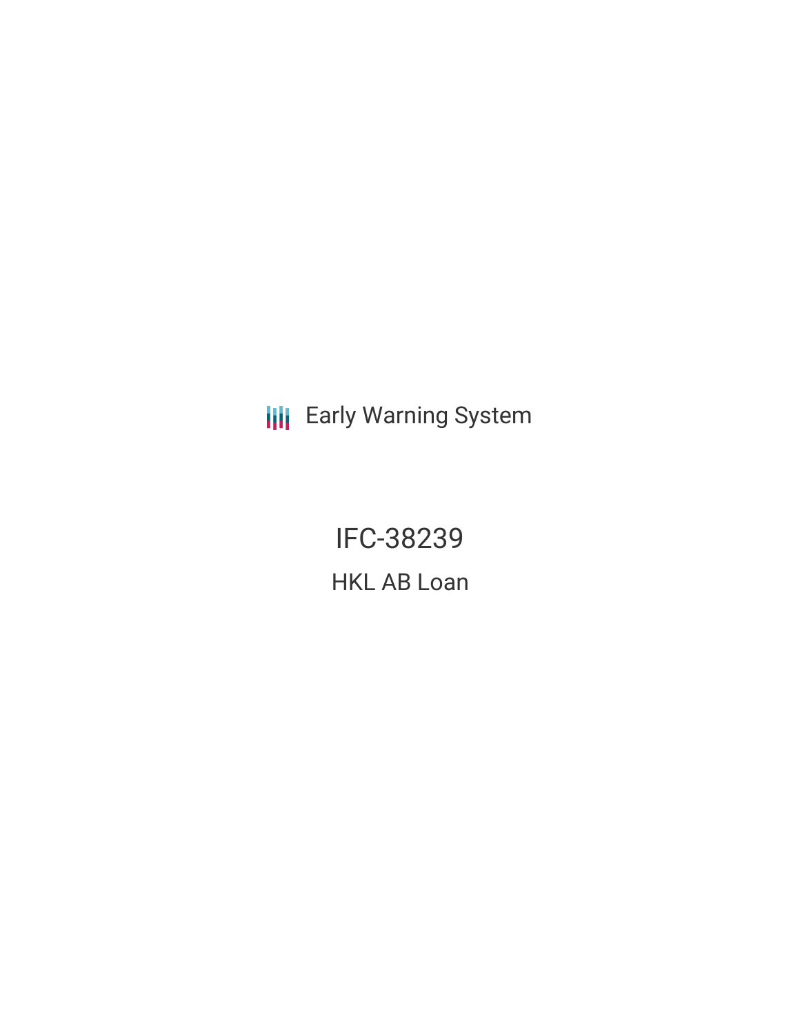Early Warning System

# IFC-38239

## HKL AB Loan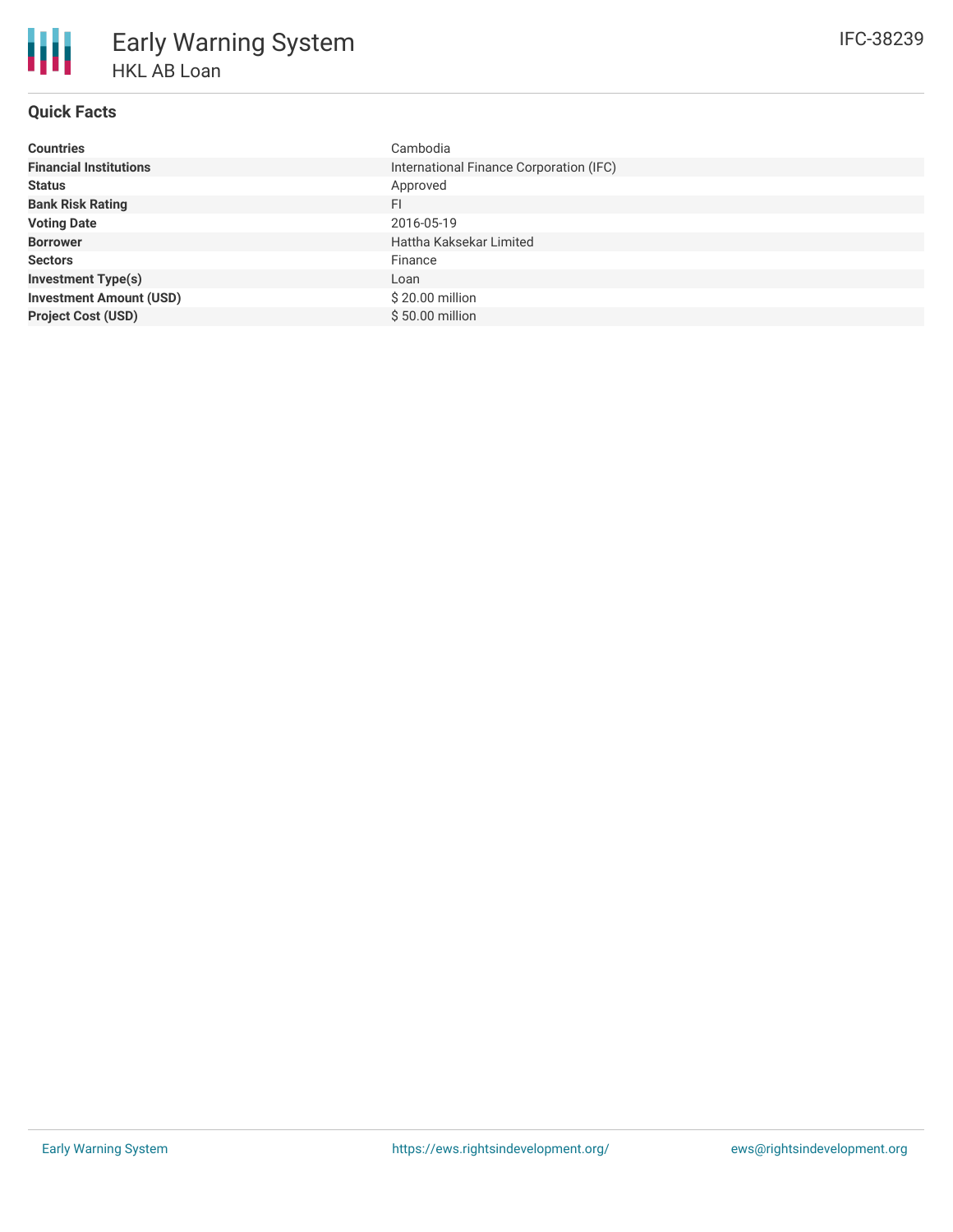# Early Warning System

## HKL AB Loan

IFC-38239

### Quick Facts

| | |
|---|---|
| **Countries** | Cambodia |
| **Financial Institutions** | International Finance Corporation (IFC) |
| **Status** | Approved |
| **Bank Risk Rating** | FI |
| **Voting Date** | 2016-05-19 |
| **Borrower** | Hattha Kaksekar Limited |
| **Sectors** | Finance |
| **Investment Type(s)** | Loan |
| **Investment Amount (USD)** | $ 20.00 million |
| **Project Cost (USD)** | $ 50.00 million |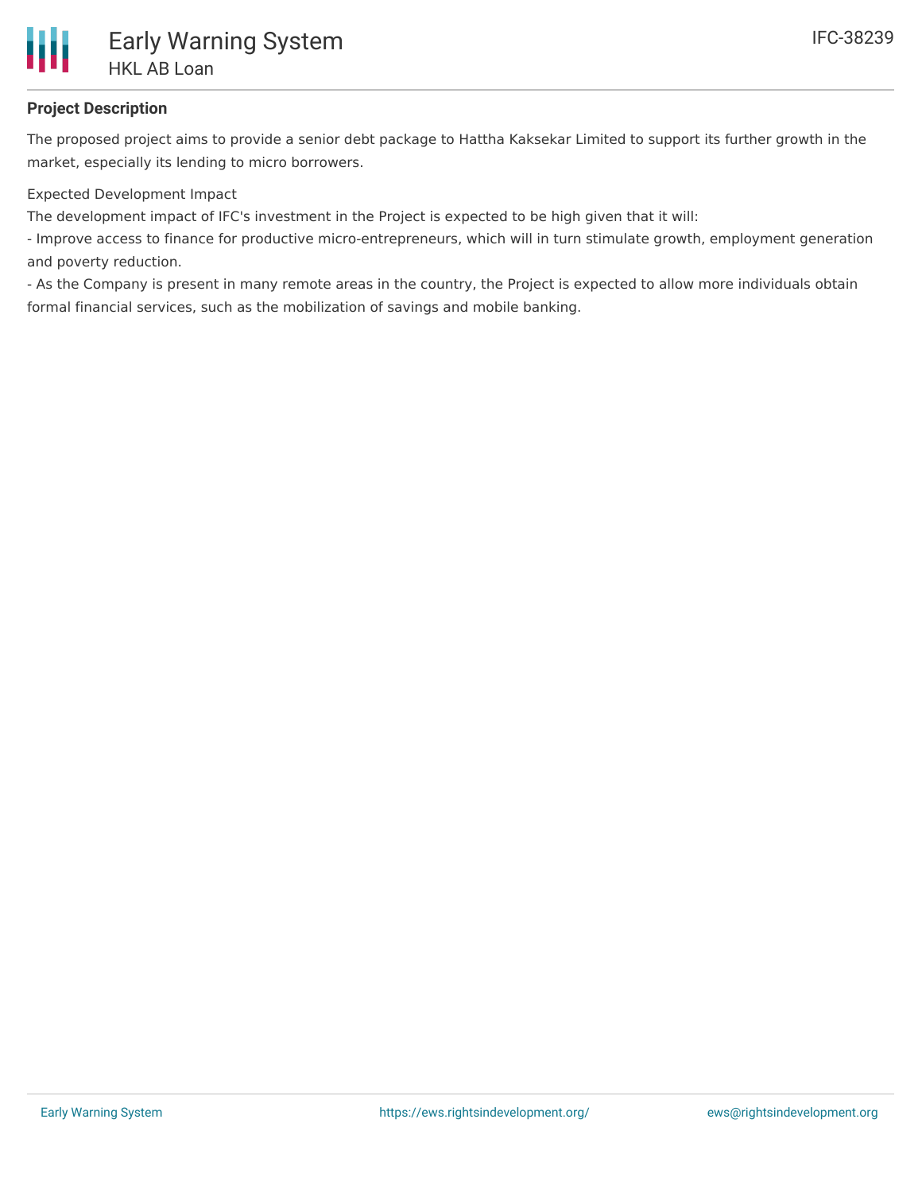## Project Description

The proposed project aims to provide a senior debt package to Hattha Kaksekar Limited to support its further growth in the market, especially its lending to micro borrowers.

Expected Development Impact

The development impact of IFC's investment in the Project is expected to be high given that it will:

- Improve access to finance for productive micro-entrepreneurs, which will in turn stimulate growth, employment generation and poverty reduction.
- As the Company is present in many remote areas in the country, the Project is expected to allow more individuals obtain formal financial services, such as the mobilization of savings and mobile banking.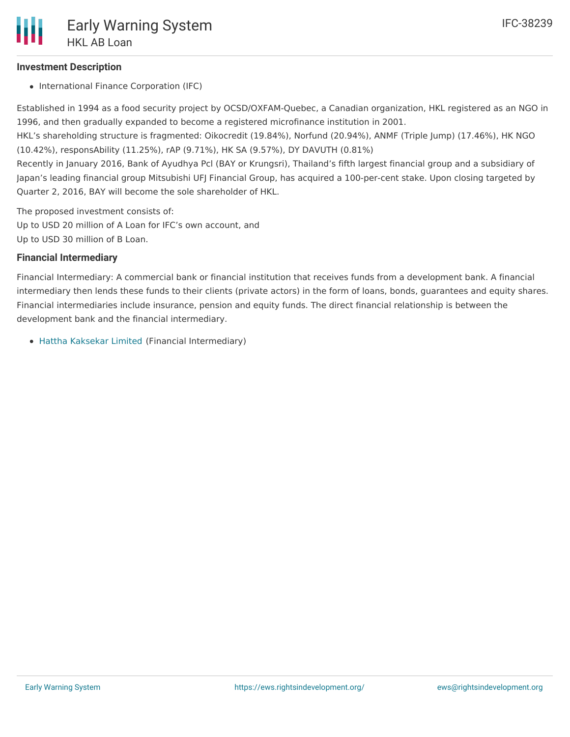### Investment Description

- International Finance Corporation (IFC)

Established in 1994 as a food security project by OCSD/OXFAM-Quebec, a Canadian organization, HKL registered as an NGO in 1996, and then gradually expanded to become a registered microfinance institution in 2001.
HKL's shareholding structure is fragmented: Oikocredit (19.84%), Norfund (20.94%), ANMF (Triple Jump) (17.46%), HK NGO (10.42%), responsAbility (11.25%), rAP (9.71%), HK SA (9.57%), DY DAVUTH (0.81%)
Recently in January 2016, Bank of Ayudhya Pcl (BAY or Krungsri), Thailand's fifth largest financial group and a subsidiary of Japan's leading financial group Mitsubishi UFJ Financial Group, has acquired a 100-per-cent stake. Upon closing targeted by Quarter 2, 2016, BAY will become the sole shareholder of HKL.

The proposed investment consists of:
Up to USD 20 million of A Loan for IFC's own account, and
Up to USD 30 million of B Loan.

### Financial Intermediary

Financial Intermediary: A commercial bank or financial institution that receives funds from a development bank. A financial intermediary then lends these funds to their clients (private actors) in the form of loans, bonds, guarantees and equity shares. Financial intermediaries include insurance, pension and equity funds. The direct financial relationship is between the development bank and the financial intermediary.

- Hattha Kaksekar Limited (Financial Intermediary)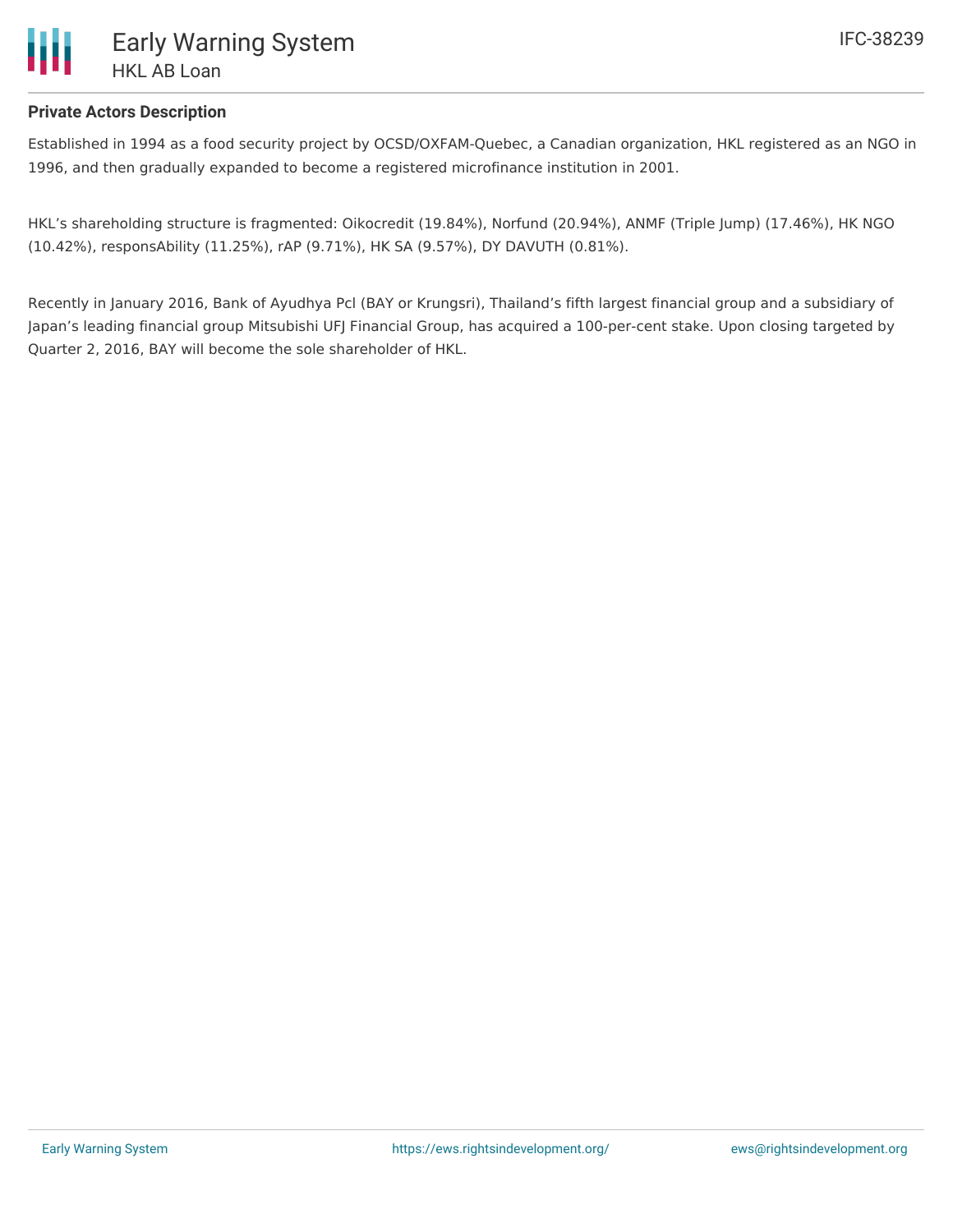**Private Actors Description**

Established in 1994 as a food security project by OCSD/OXFAM-Quebec, a Canadian organization, HKL registered as an NGO in 1996, and then gradually expanded to become a registered microfinance institution in 2001.

HKL's shareholding structure is fragmented: Oikocredit (19.84%), Norfund (20.94%), ANMF (Triple Jump) (17.46%), HK NGO (10.42%), responsAbility (11.25%), rAP (9.71%), HK SA (9.57%), DY DAVUTH (0.81%).

Recently in January 2016, Bank of Ayudhya Pcl (BAY or Krungsri), Thailand's fifth largest financial group and a subsidiary of Japan's leading financial group Mitsubishi UFJ Financial Group, has acquired a 100-per-cent stake. Upon closing targeted by Quarter 2, 2016, BAY will become the sole shareholder of HKL.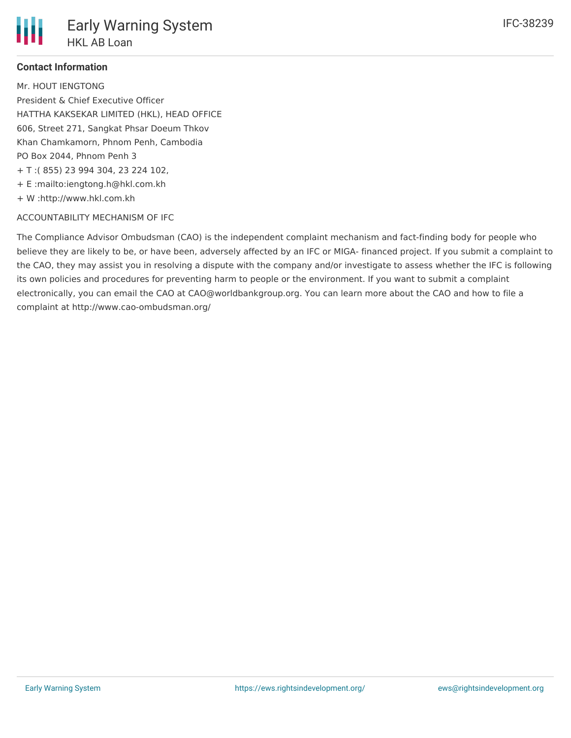**Contact Information**

Mr. HOUT IENGTONG
President & Chief Executive Officer
HATTHA KAKSEKAR LIMITED (HKL), HEAD OFFICE
606, Street 271, Sangkat Phsar Doeum Thkov
Khan Chamkamorn, Phnom Penh, Cambodia
PO Box 2044, Phnom Penh 3
+ T :( 855) 23 994 304, 23 224 102,
+ E :mailto:iengtong.h@hkl.com.kh
+ W :http://www.hkl.com.kh

ACCOUNTABILITY MECHANISM OF IFC

The Compliance Advisor Ombudsman (CAO) is the independent complaint mechanism and fact-finding body for people who believe they are likely to be, or have been, adversely affected by an IFC or MIGA- financed project. If you submit a complaint to the CAO, they may assist you in resolving a dispute with the company and/or investigate to assess whether the IFC is following its own policies and procedures for preventing harm to people or the environment. If you want to submit a complaint electronically, you can email the CAO at CAO@worldbankgroup.org. You can learn more about the CAO and how to file a complaint at http://www.cao-ombudsman.org/